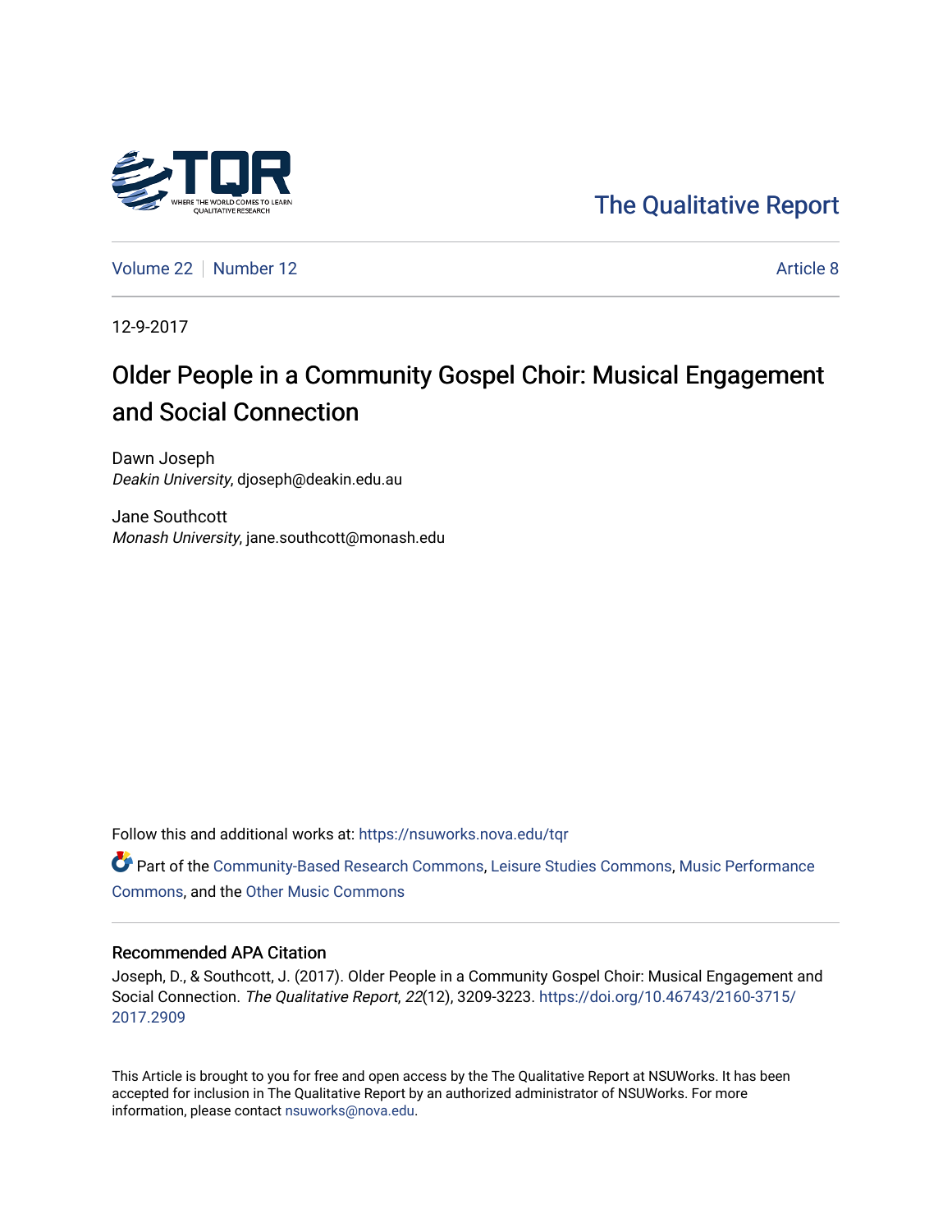The Qualitative Report

Volume 22 | Number 12 | Article 8

12-9-2017

# Older People in a Community Gospel Choir: Musical Engagement and Social Connection

Dawn Joseph
*Deakin University*, djoseph@deakin.edu.au

Jane Southcott
*Monash University*, jane.southcott@monash.edu

Follow this and additional works at: https://nsuworks.nova.edu/tqr

Part of the Community-Based Research Commons, Leisure Studies Commons, Music Performance Commons, and the Other Music Commons

## Recommended APA Citation

Joseph, D., & Southcott, J. (2017). Older People in a Community Gospel Choir: Musical Engagement and Social Connection. *The Qualitative Report*, *22*(12), 3209-3223. https://doi.org/10.46743/2160-3715/2017.2909

This Article is brought to you for free and open access by the The Qualitative Report at NSUWorks. It has been accepted for inclusion in The Qualitative Report by an authorized administrator of NSUWorks. For more information, please contact nsuworks@nova.edu.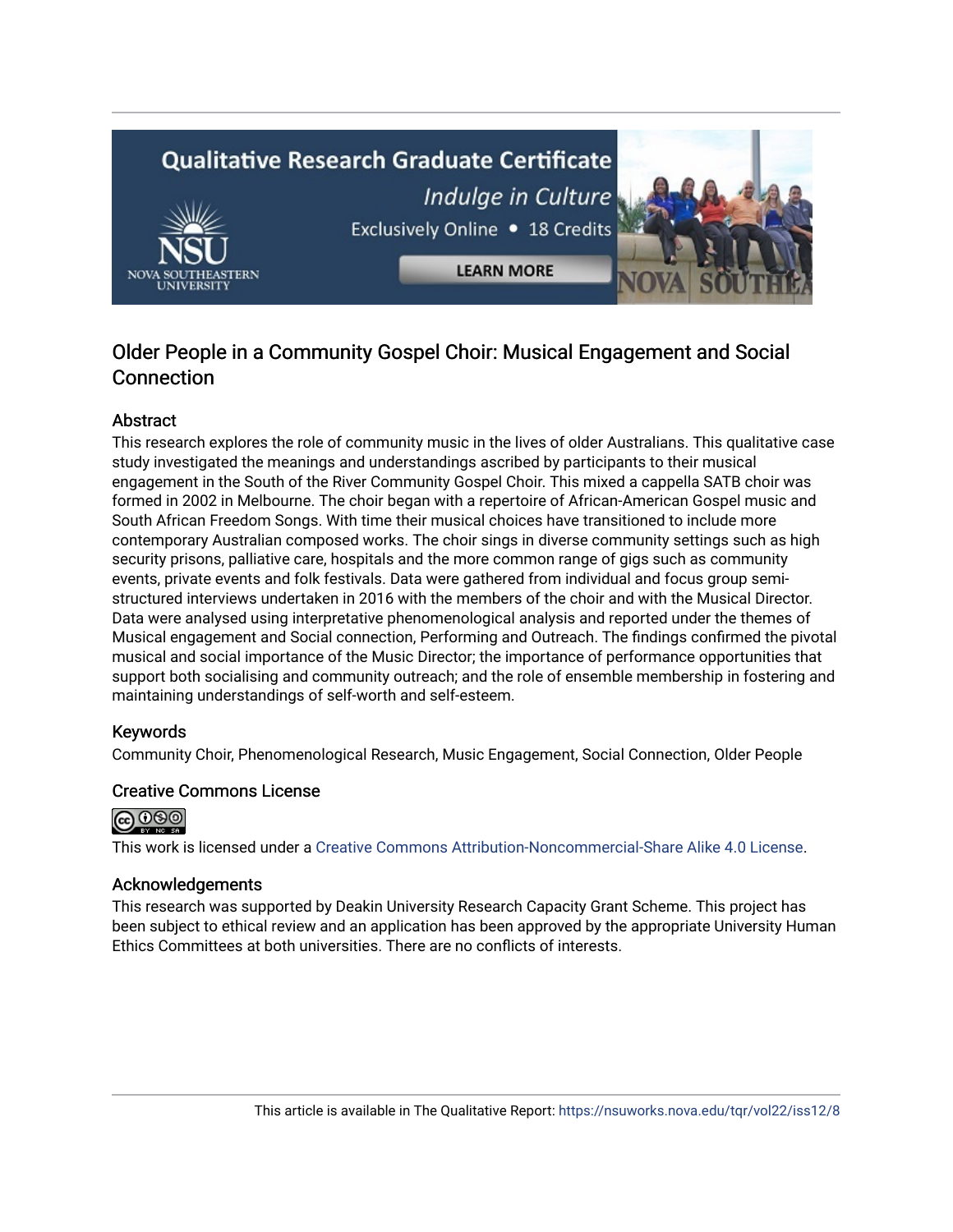## Older People in a Community Gospel Choir: Musical Engagement and Social Connection

### Abstract

This research explores the role of community music in the lives of older Australians. This qualitative case study investigated the meanings and understandings ascribed by participants to their musical engagement in the South of the River Community Gospel Choir. This mixed a cappella SATB choir was formed in 2002 in Melbourne. The choir began with a repertoire of African-American Gospel music and South African Freedom Songs. With time their musical choices have transitioned to include more contemporary Australian composed works. The choir sings in diverse community settings such as high security prisons, palliative care, hospitals and the more common range of gigs such as community events, private events and folk festivals. Data were gathered from individual and focus group semi-structured interviews undertaken in 2016 with the members of the choir and with the Musical Director. Data were analysed using interpretative phenomenological analysis and reported under the themes of Musical engagement and Social connection, Performing and Outreach. The findings confirmed the pivotal musical and social importance of the Music Director; the importance of performance opportunities that support both socialising and community outreach; and the role of ensemble membership in fostering and maintaining understandings of self-worth and self-esteem.

### Keywords

Community Choir, Phenomenological Research, Music Engagement, Social Connection, Older People

### Creative Commons License

This work is licensed under a Creative Commons Attribution-Noncommercial-Share Alike 4.0 License.

### Acknowledgements

This research was supported by Deakin University Research Capacity Grant Scheme. This project has been subject to ethical review and an application has been approved by the appropriate University Human Ethics Committees at both universities. There are no conflicts of interests.

This article is available in The Qualitative Report: https://nsuworks.nova.edu/tqr/vol22/iss12/8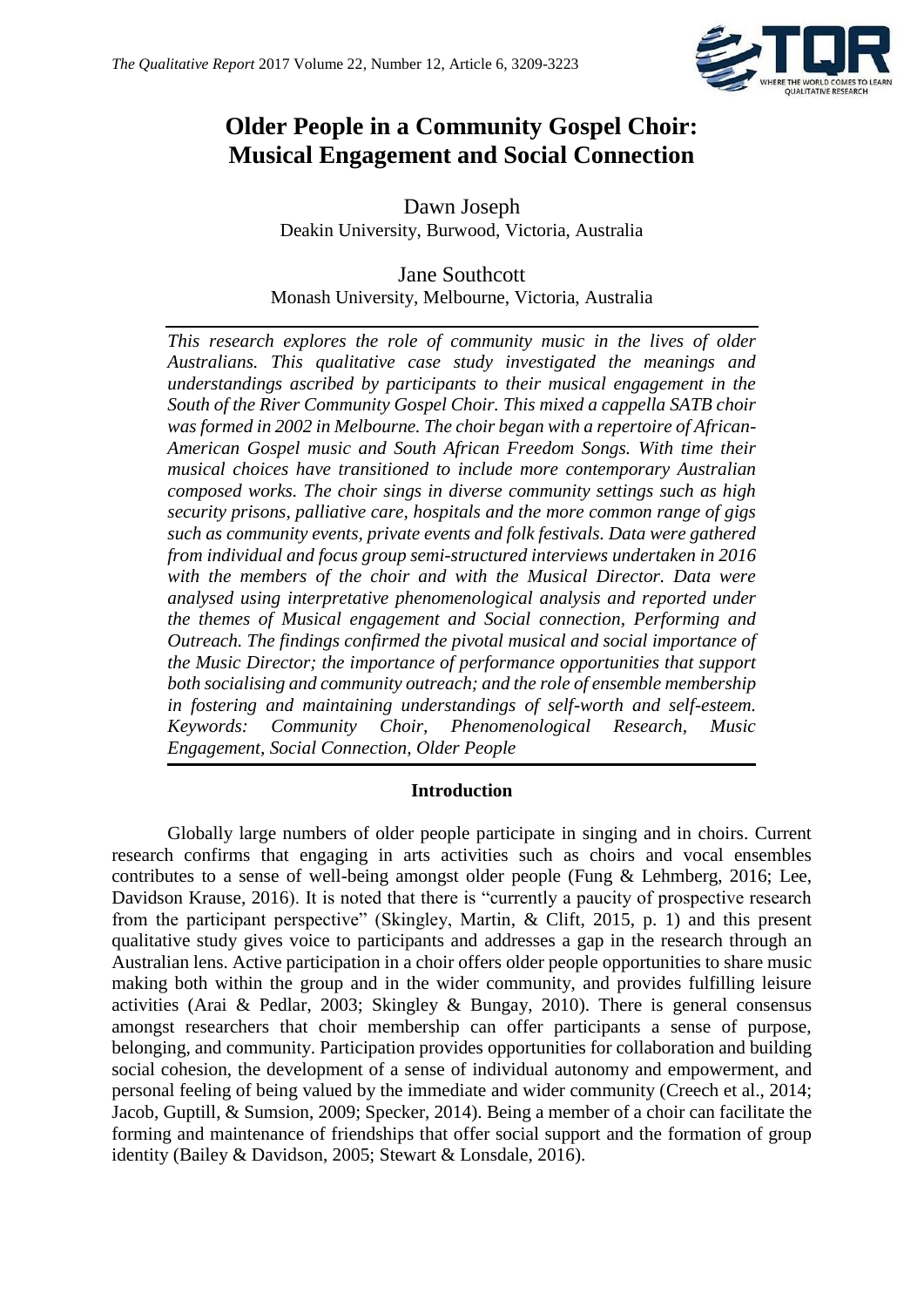# Older People in a Community Gospel Choir: Musical Engagement and Social Connection

Dawn Joseph
Deakin University, Burwood, Victoria, Australia

Jane Southcott
Monash University, Melbourne, Victoria, Australia

*This research explores the role of community music in the lives of older Australians. This qualitative case study investigated the meanings and understandings ascribed by participants to their musical engagement in the South of the River Community Gospel Choir. This mixed a cappella SATB choir was formed in 2002 in Melbourne. The choir began with a repertoire of African-American Gospel music and South African Freedom Songs. With time their musical choices have transitioned to include more contemporary Australian composed works. The choir sings in diverse community settings such as high security prisons, palliative care, hospitals and the more common range of gigs such as community events, private events and folk festivals. Data were gathered from individual and focus group semi-structured interviews undertaken in 2016 with the members of the choir and with the Musical Director. Data were analysed using interpretative phenomenological analysis and reported under the themes of Musical engagement and Social connection, Performing and Outreach. The findings confirmed the pivotal musical and social importance of the Music Director; the importance of performance opportunities that support both socialising and community outreach; and the role of ensemble membership in fostering and maintaining understandings of self-worth and self-esteem. Keywords: Community Choir, Phenomenological Research, Music Engagement, Social Connection, Older People*

## Introduction

Globally large numbers of older people participate in singing and in choirs. Current research confirms that engaging in arts activities such as choirs and vocal ensembles contributes to a sense of well-being amongst older people (Fung & Lehmberg, 2016; Lee, Davidson Krause, 2016). It is noted that there is "currently a paucity of prospective research from the participant perspective" (Skingley, Martin, & Clift, 2015, p. 1) and this present qualitative study gives voice to participants and addresses a gap in the research through an Australian lens. Active participation in a choir offers older people opportunities to share music making both within the group and in the wider community, and provides fulfilling leisure activities (Arai & Pedlar, 2003; Skingley & Bungay, 2010). There is general consensus amongst researchers that choir membership can offer participants a sense of purpose, belonging, and community. Participation provides opportunities for collaboration and building social cohesion, the development of a sense of individual autonomy and empowerment, and personal feeling of being valued by the immediate and wider community (Creech et al., 2014; Jacob, Guptill, & Sumsion, 2009; Specker, 2014). Being a member of a choir can facilitate the forming and maintenance of friendships that offer social support and the formation of group identity (Bailey & Davidson, 2005; Stewart & Lonsdale, 2016).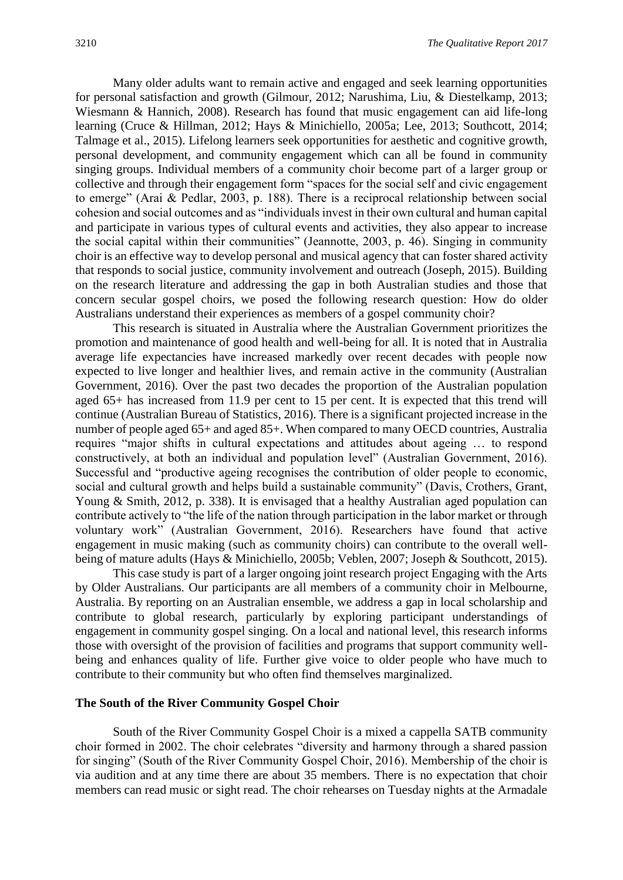Many older adults want to remain active and engaged and seek learning opportunities for personal satisfaction and growth (Gilmour, 2012; Narushima, Liu, & Diestelkamp, 2013; Wiesmann & Hannich, 2008). Research has found that music engagement can aid life-long learning (Cruce & Hillman, 2012; Hays & Minichiello, 2005a; Lee, 2013; Southcott, 2014; Talmage et al., 2015). Lifelong learners seek opportunities for aesthetic and cognitive growth, personal development, and community engagement which can all be found in community singing groups. Individual members of a community choir become part of a larger group or collective and through their engagement form "spaces for the social self and civic engagement to emerge" (Arai & Pedlar, 2003, p. 188). There is a reciprocal relationship between social cohesion and social outcomes and as "individuals invest in their own cultural and human capital and participate in various types of cultural events and activities, they also appear to increase the social capital within their communities" (Jeannotte, 2003, p. 46). Singing in community choir is an effective way to develop personal and musical agency that can foster shared activity that responds to social justice, community involvement and outreach (Joseph, 2015). Building on the research literature and addressing the gap in both Australian studies and those that concern secular gospel choirs, we posed the following research question: How do older Australians understand their experiences as members of a gospel community choir?

This research is situated in Australia where the Australian Government prioritizes the promotion and maintenance of good health and well-being for all. It is noted that in Australia average life expectancies have increased markedly over recent decades with people now expected to live longer and healthier lives, and remain active in the community (Australian Government, 2016). Over the past two decades the proportion of the Australian population aged 65+ has increased from 11.9 per cent to 15 per cent. It is expected that this trend will continue (Australian Bureau of Statistics, 2016). There is a significant projected increase in the number of people aged 65+ and aged 85+. When compared to many OECD countries, Australia requires "major shifts in cultural expectations and attitudes about ageing … to respond constructively, at both an individual and population level" (Australian Government, 2016). Successful and "productive ageing recognises the contribution of older people to economic, social and cultural growth and helps build a sustainable community" (Davis, Crothers, Grant, Young & Smith, 2012, p. 338). It is envisaged that a healthy Australian aged population can contribute actively to "the life of the nation through participation in the labor market or through voluntary work" (Australian Government, 2016). Researchers have found that active engagement in music making (such as community choirs) can contribute to the overall well-being of mature adults (Hays & Minichiello, 2005b; Veblen, 2007; Joseph & Southcott, 2015).

This case study is part of a larger ongoing joint research project Engaging with the Arts by Older Australians. Our participants are all members of a community choir in Melbourne, Australia. By reporting on an Australian ensemble, we address a gap in local scholarship and contribute to global research, particularly by exploring participant understandings of engagement in community gospel singing. On a local and national level, this research informs those with oversight of the provision of facilities and programs that support community well-being and enhances quality of life. Further give voice to older people who have much to contribute to their community but who often find themselves marginalized.

## The South of the River Community Gospel Choir

South of the River Community Gospel Choir is a mixed a cappella SATB community choir formed in 2002. The choir celebrates "diversity and harmony through a shared passion for singing" (South of the River Community Gospel Choir, 2016). Membership of the choir is via audition and at any time there are about 35 members. There is no expectation that choir members can read music or sight read. The choir rehearses on Tuesday nights at the Armadale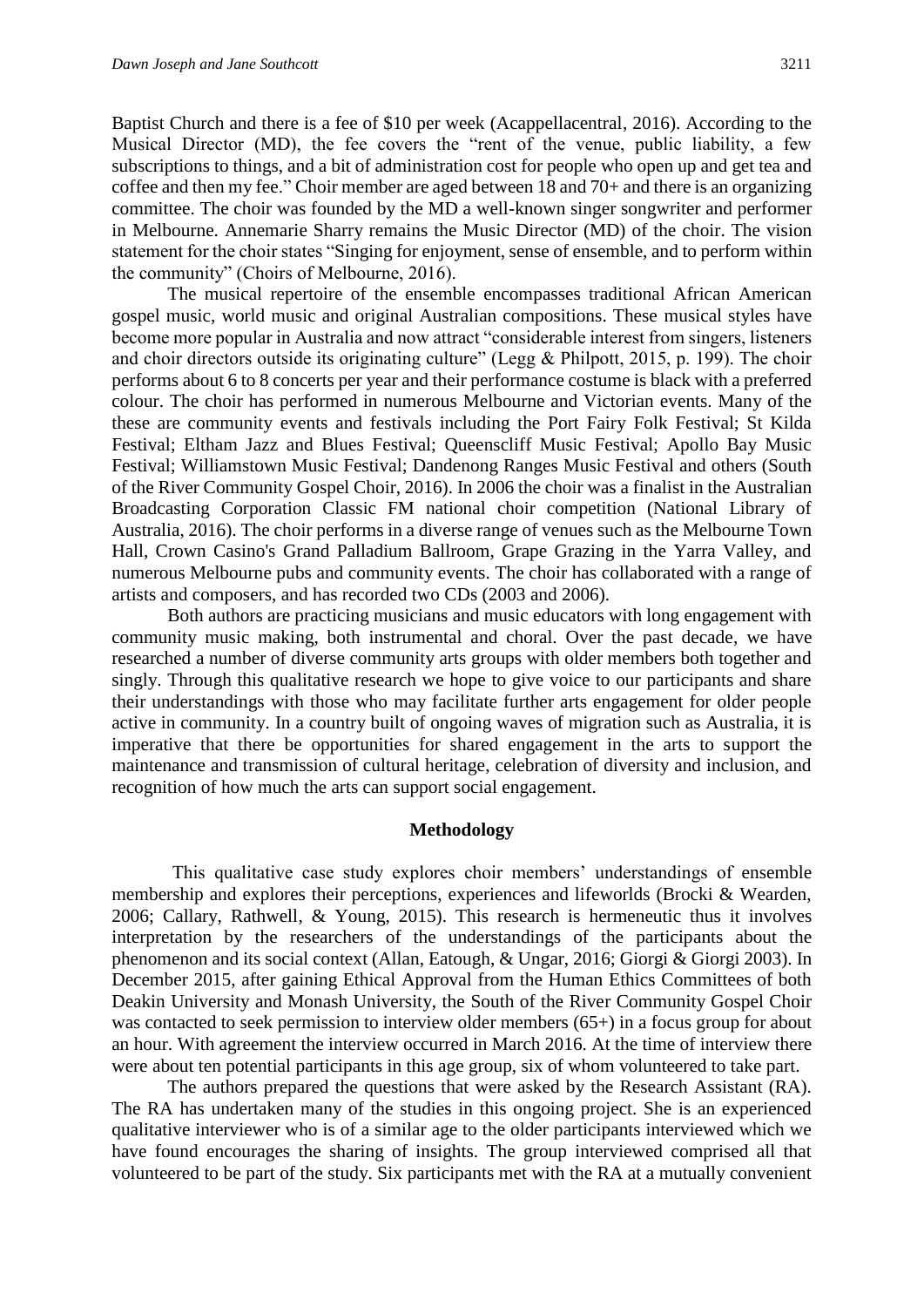Baptist Church and there is a fee of $10 per week (Acappellacentral, 2016). According to the Musical Director (MD), the fee covers the "rent of the venue, public liability, a few subscriptions to things, and a bit of administration cost for people who open up and get tea and coffee and then my fee." Choir member are aged between 18 and 70+ and there is an organizing committee. The choir was founded by the MD a well-known singer songwriter and performer in Melbourne. Annemarie Sharry remains the Music Director (MD) of the choir. The vision statement for the choir states "Singing for enjoyment, sense of ensemble, and to perform within the community" (Choirs of Melbourne, 2016).

The musical repertoire of the ensemble encompasses traditional African American gospel music, world music and original Australian compositions. These musical styles have become more popular in Australia and now attract "considerable interest from singers, listeners and choir directors outside its originating culture" (Legg & Philpott, 2015, p. 199). The choir performs about 6 to 8 concerts per year and their performance costume is black with a preferred colour. The choir has performed in numerous Melbourne and Victorian events. Many of the these are community events and festivals including the Port Fairy Folk Festival; St Kilda Festival; Eltham Jazz and Blues Festival; Queenscliff Music Festival; Apollo Bay Music Festival; Williamstown Music Festival; Dandenong Ranges Music Festival and others (South of the River Community Gospel Choir, 2016). In 2006 the choir was a finalist in the Australian Broadcasting Corporation Classic FM national choir competition (National Library of Australia, 2016). The choir performs in a diverse range of venues such as the Melbourne Town Hall, Crown Casino's Grand Palladium Ballroom, Grape Grazing in the Yarra Valley, and numerous Melbourne pubs and community events. The choir has collaborated with a range of artists and composers, and has recorded two CDs (2003 and 2006).

Both authors are practicing musicians and music educators with long engagement with community music making, both instrumental and choral. Over the past decade, we have researched a number of diverse community arts groups with older members both together and singly. Through this qualitative research we hope to give voice to our participants and share their understandings with those who may facilitate further arts engagement for older people active in community. In a country built of ongoing waves of migration such as Australia, it is imperative that there be opportunities for shared engagement in the arts to support the maintenance and transmission of cultural heritage, celebration of diversity and inclusion, and recognition of how much the arts can support social engagement.

## Methodology

This qualitative case study explores choir members' understandings of ensemble membership and explores their perceptions, experiences and lifeworlds (Brocki & Wearden, 2006; Callary, Rathwell, & Young, 2015). This research is hermeneutic thus it involves interpretation by the researchers of the understandings of the participants about the phenomenon and its social context (Allan, Eatough, & Ungar, 2016; Giorgi & Giorgi 2003). In December 2015, after gaining Ethical Approval from the Human Ethics Committees of both Deakin University and Monash University, the South of the River Community Gospel Choir was contacted to seek permission to interview older members (65+) in a focus group for about an hour. With agreement the interview occurred in March 2016. At the time of interview there were about ten potential participants in this age group, six of whom volunteered to take part.

The authors prepared the questions that were asked by the Research Assistant (RA). The RA has undertaken many of the studies in this ongoing project. She is an experienced qualitative interviewer who is of a similar age to the older participants interviewed which we have found encourages the sharing of insights. The group interviewed comprised all that volunteered to be part of the study. Six participants met with the RA at a mutually convenient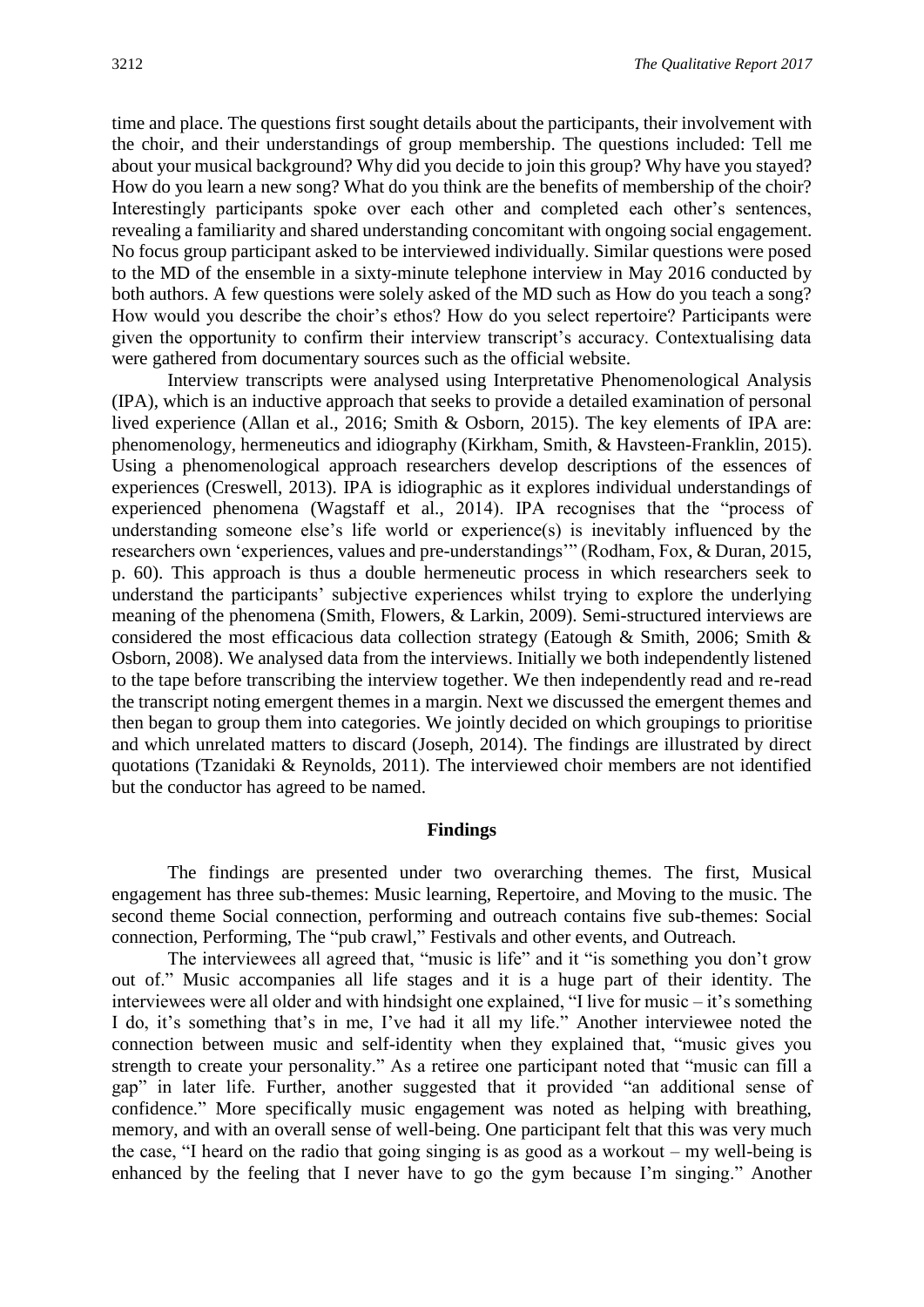time and place. The questions first sought details about the participants, their involvement with the choir, and their understandings of group membership. The questions included: Tell me about your musical background? Why did you decide to join this group? Why have you stayed? How do you learn a new song? What do you think are the benefits of membership of the choir? Interestingly participants spoke over each other and completed each other's sentences, revealing a familiarity and shared understanding concomitant with ongoing social engagement. No focus group participant asked to be interviewed individually. Similar questions were posed to the MD of the ensemble in a sixty-minute telephone interview in May 2016 conducted by both authors. A few questions were solely asked of the MD such as How do you teach a song? How would you describe the choir's ethos? How do you select repertoire? Participants were given the opportunity to confirm their interview transcript's accuracy. Contextualising data were gathered from documentary sources such as the official website.

Interview transcripts were analysed using Interpretative Phenomenological Analysis (IPA), which is an inductive approach that seeks to provide a detailed examination of personal lived experience (Allan et al., 2016; Smith & Osborn, 2015). The key elements of IPA are: phenomenology, hermeneutics and idiography (Kirkham, Smith, & Havsteen-Franklin, 2015). Using a phenomenological approach researchers develop descriptions of the essences of experiences (Creswell, 2013). IPA is idiographic as it explores individual understandings of experienced phenomena (Wagstaff et al., 2014). IPA recognises that the "process of understanding someone else's life world or experience(s) is inevitably influenced by the researchers own 'experiences, values and pre-understandings'" (Rodham, Fox, & Duran, 2015, p. 60). This approach is thus a double hermeneutic process in which researchers seek to understand the participants' subjective experiences whilst trying to explore the underlying meaning of the phenomena (Smith, Flowers, & Larkin, 2009). Semi-structured interviews are considered the most efficacious data collection strategy (Eatough & Smith, 2006; Smith & Osborn, 2008). We analysed data from the interviews. Initially we both independently listened to the tape before transcribing the interview together. We then independently read and re-read the transcript noting emergent themes in a margin. Next we discussed the emergent themes and then began to group them into categories. We jointly decided on which groupings to prioritise and which unrelated matters to discard (Joseph, 2014). The findings are illustrated by direct quotations (Tzanidaki & Reynolds, 2011). The interviewed choir members are not identified but the conductor has agreed to be named.

## Findings

The findings are presented under two overarching themes. The first, Musical engagement has three sub-themes: Music learning, Repertoire, and Moving to the music. The second theme Social connection, performing and outreach contains five sub-themes: Social connection, Performing, The "pub crawl," Festivals and other events, and Outreach.

The interviewees all agreed that, "music is life" and it "is something you don't grow out of." Music accompanies all life stages and it is a huge part of their identity. The interviewees were all older and with hindsight one explained, "I live for music – it's something I do, it's something that's in me, I've had it all my life." Another interviewee noted the connection between music and self-identity when they explained that, "music gives you strength to create your personality." As a retiree one participant noted that "music can fill a gap" in later life. Further, another suggested that it provided "an additional sense of confidence." More specifically music engagement was noted as helping with breathing, memory, and with an overall sense of well-being. One participant felt that this was very much the case, "I heard on the radio that going singing is as good as a workout – my well-being is enhanced by the feeling that I never have to go the gym because I'm singing." Another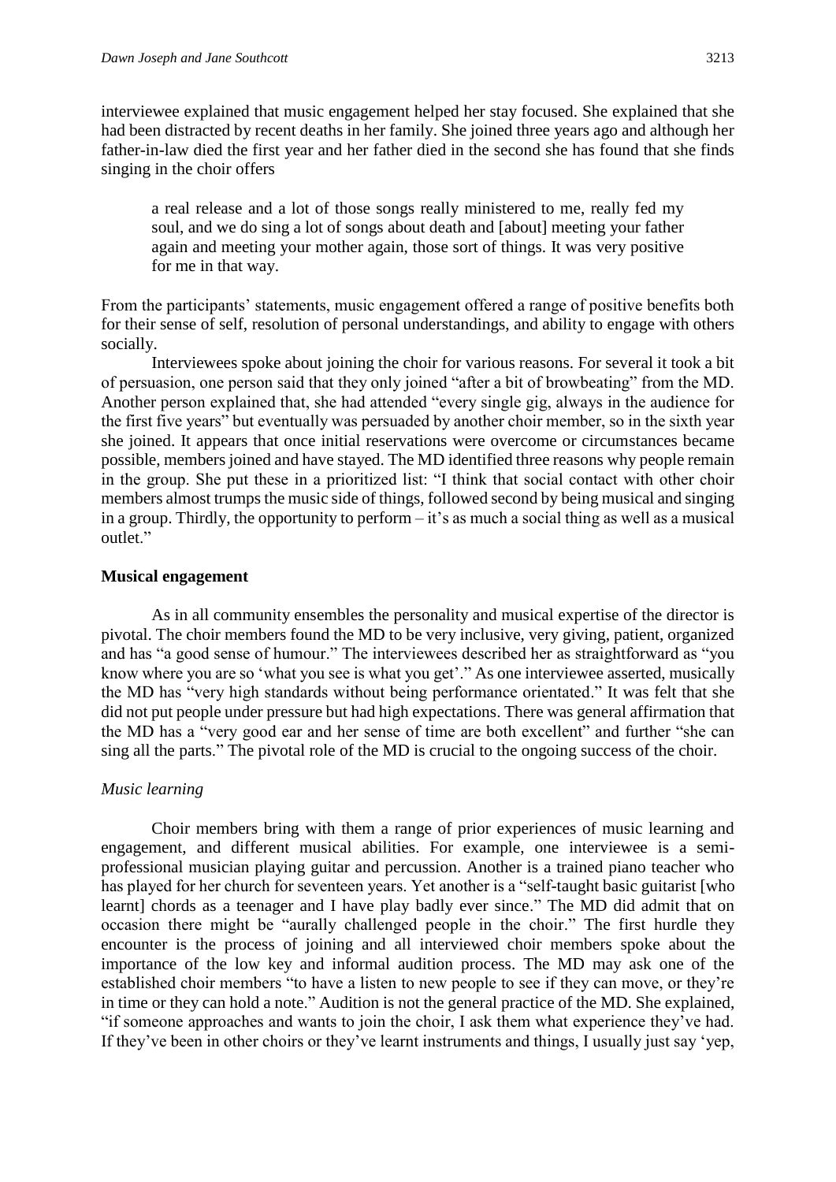interviewee explained that music engagement helped her stay focused. She explained that she had been distracted by recent deaths in her family. She joined three years ago and although her father-in-law died the first year and her father died in the second she has found that she finds singing in the choir offers

> a real release and a lot of those songs really ministered to me, really fed my soul, and we do sing a lot of songs about death and [about] meeting your father again and meeting your mother again, those sort of things. It was very positive for me in that way.

From the participants' statements, music engagement offered a range of positive benefits both for their sense of self, resolution of personal understandings, and ability to engage with others socially.

Interviewees spoke about joining the choir for various reasons. For several it took a bit of persuasion, one person said that they only joined "after a bit of browbeating" from the MD. Another person explained that, she had attended "every single gig, always in the audience for the first five years" but eventually was persuaded by another choir member, so in the sixth year she joined. It appears that once initial reservations were overcome or circumstances became possible, members joined and have stayed. The MD identified three reasons why people remain in the group. She put these in a prioritized list: "I think that social contact with other choir members almost trumps the music side of things, followed second by being musical and singing in a group. Thirdly, the opportunity to perform – it's as much a social thing as well as a musical outlet."

### Musical engagement

As in all community ensembles the personality and musical expertise of the director is pivotal. The choir members found the MD to be very inclusive, very giving, patient, organized and has "a good sense of humour." The interviewees described her as straightforward as "you know where you are so 'what you see is what you get'." As one interviewee asserted, musically the MD has "very high standards without being performance orientated." It was felt that she did not put people under pressure but had high expectations. There was general affirmation that the MD has a "very good ear and her sense of time are both excellent" and further "she can sing all the parts." The pivotal role of the MD is crucial to the ongoing success of the choir.

#### *Music learning*

Choir members bring with them a range of prior experiences of music learning and engagement, and different musical abilities. For example, one interviewee is a semi-professional musician playing guitar and percussion. Another is a trained piano teacher who has played for her church for seventeen years. Yet another is a "self-taught basic guitarist [who learnt] chords as a teenager and I have play badly ever since." The MD did admit that on occasion there might be "aurally challenged people in the choir." The first hurdle they encounter is the process of joining and all interviewed choir members spoke about the importance of the low key and informal audition process. The MD may ask one of the established choir members "to have a listen to new people to see if they can move, or they're in time or they can hold a note." Audition is not the general practice of the MD. She explained, "if someone approaches and wants to join the choir, I ask them what experience they've had. If they've been in other choirs or they've learnt instruments and things, I usually just say 'yep,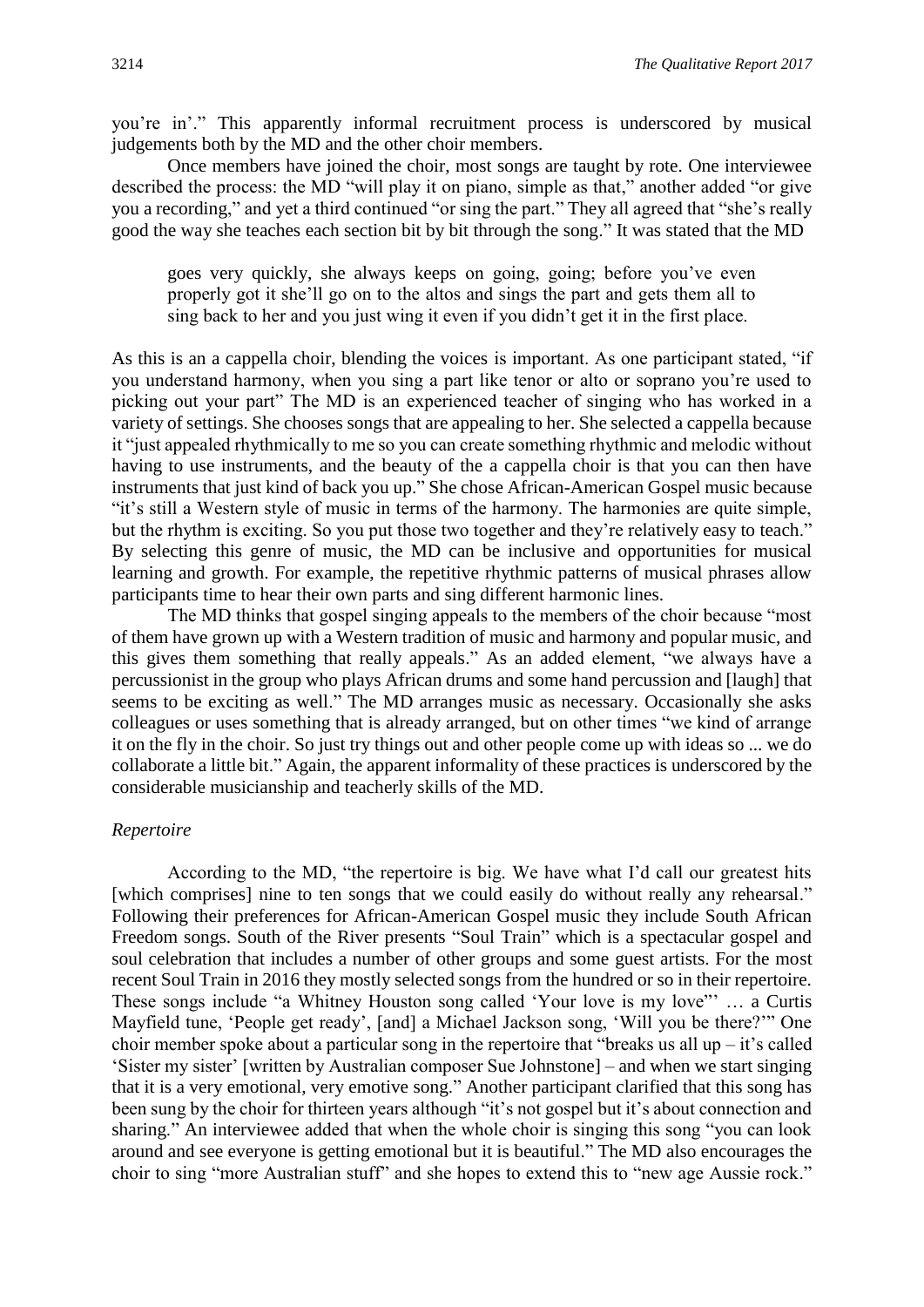you're in'." This apparently informal recruitment process is underscored by musical judgements both by the MD and the other choir members.

Once members have joined the choir, most songs are taught by rote. One interviewee described the process: the MD "will play it on piano, simple as that," another added "or give you a recording," and yet a third continued "or sing the part." They all agreed that "she's really good the way she teaches each section bit by bit through the song." It was stated that the MD

> goes very quickly, she always keeps on going, going; before you've even properly got it she'll go on to the altos and sings the part and gets them all to sing back to her and you just wing it even if you didn't get it in the first place.

As this is an a cappella choir, blending the voices is important. As one participant stated, "if you understand harmony, when you sing a part like tenor or alto or soprano you're used to picking out your part" The MD is an experienced teacher of singing who has worked in a variety of settings. She chooses songs that are appealing to her. She selected a cappella because it "just appealed rhythmically to me so you can create something rhythmic and melodic without having to use instruments, and the beauty of the a cappella choir is that you can then have instruments that just kind of back you up." She chose African-American Gospel music because "it's still a Western style of music in terms of the harmony. The harmonies are quite simple, but the rhythm is exciting. So you put those two together and they're relatively easy to teach." By selecting this genre of music, the MD can be inclusive and opportunities for musical learning and growth. For example, the repetitive rhythmic patterns of musical phrases allow participants time to hear their own parts and sing different harmonic lines.

The MD thinks that gospel singing appeals to the members of the choir because "most of them have grown up with a Western tradition of music and harmony and popular music, and this gives them something that really appeals." As an added element, "we always have a percussionist in the group who plays African drums and some hand percussion and [laugh] that seems to be exciting as well." The MD arranges music as necessary. Occasionally she asks colleagues or uses something that is already arranged, but on other times "we kind of arrange it on the fly in the choir. So just try things out and other people come up with ideas so ... we do collaborate a little bit." Again, the apparent informality of these practices is underscored by the considerable musicianship and teacherly skills of the MD.

*Repertoire*

According to the MD, "the repertoire is big. We have what I'd call our greatest hits [which comprises] nine to ten songs that we could easily do without really any rehearsal." Following their preferences for African-American Gospel music they include South African Freedom songs. South of the River presents "Soul Train" which is a spectacular gospel and soul celebration that includes a number of other groups and some guest artists. For the most recent Soul Train in 2016 they mostly selected songs from the hundred or so in their repertoire. These songs include "a Whitney Houston song called 'Your love is my love"' … a Curtis Mayfield tune, 'People get ready', [and] a Michael Jackson song, 'Will you be there?'" One choir member spoke about a particular song in the repertoire that "breaks us all up – it's called 'Sister my sister' [written by Australian composer Sue Johnstone] – and when we start singing that it is a very emotional, very emotive song." Another participant clarified that this song has been sung by the choir for thirteen years although "it's not gospel but it's about connection and sharing." An interviewee added that when the whole choir is singing this song "you can look around and see everyone is getting emotional but it is beautiful." The MD also encourages the choir to sing "more Australian stuff" and she hopes to extend this to "new age Aussie rock."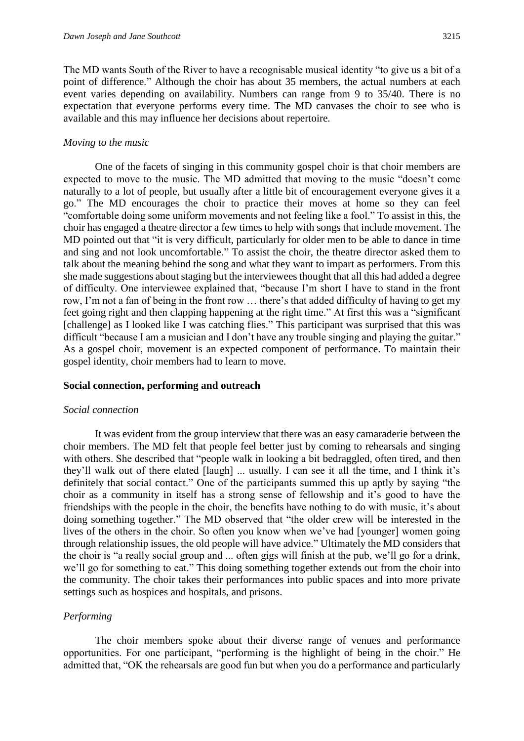The MD wants South of the River to have a recognisable musical identity "to give us a bit of a point of difference." Although the choir has about 35 members, the actual numbers at each event varies depending on availability. Numbers can range from 9 to 35/40. There is no expectation that everyone performs every time. The MD canvases the choir to see who is available and this may influence her decisions about repertoire.

*Moving to the music*

One of the facets of singing in this community gospel choir is that choir members are expected to move to the music. The MD admitted that moving to the music "doesn't come naturally to a lot of people, but usually after a little bit of encouragement everyone gives it a go." The MD encourages the choir to practice their moves at home so they can feel "comfortable doing some uniform movements and not feeling like a fool." To assist in this, the choir has engaged a theatre director a few times to help with songs that include movement. The MD pointed out that "it is very difficult, particularly for older men to be able to dance in time and sing and not look uncomfortable." To assist the choir, the theatre director asked them to talk about the meaning behind the song and what they want to impart as performers. From this she made suggestions about staging but the interviewees thought that all this had added a degree of difficulty. One interviewee explained that, "because I'm short I have to stand in the front row, I'm not a fan of being in the front row … there's that added difficulty of having to get my feet going right and then clapping happening at the right time." At first this was a "significant [challenge] as I looked like I was catching flies." This participant was surprised that this was difficult "because I am a musician and I don't have any trouble singing and playing the guitar." As a gospel choir, movement is an expected component of performance. To maintain their gospel identity, choir members had to learn to move.

**Social connection, performing and outreach**

*Social connection*

It was evident from the group interview that there was an easy camaraderie between the choir members. The MD felt that people feel better just by coming to rehearsals and singing with others. She described that "people walk in looking a bit bedraggled, often tired, and then they'll walk out of there elated [laugh] ... usually. I can see it all the time, and I think it's definitely that social contact." One of the participants summed this up aptly by saying "the choir as a community in itself has a strong sense of fellowship and it's good to have the friendships with the people in the choir, the benefits have nothing to do with music, it's about doing something together." The MD observed that "the older crew will be interested in the lives of the others in the choir. So often you know when we've had [younger] women going through relationship issues, the old people will have advice." Ultimately the MD considers that the choir is "a really social group and ... often gigs will finish at the pub, we'll go for a drink, we'll go for something to eat." This doing something together extends out from the choir into the community. The choir takes their performances into public spaces and into more private settings such as hospices and hospitals, and prisons.

*Performing*

The choir members spoke about their diverse range of venues and performance opportunities. For one participant, "performing is the highlight of being in the choir." He admitted that, "OK the rehearsals are good fun but when you do a performance and particularly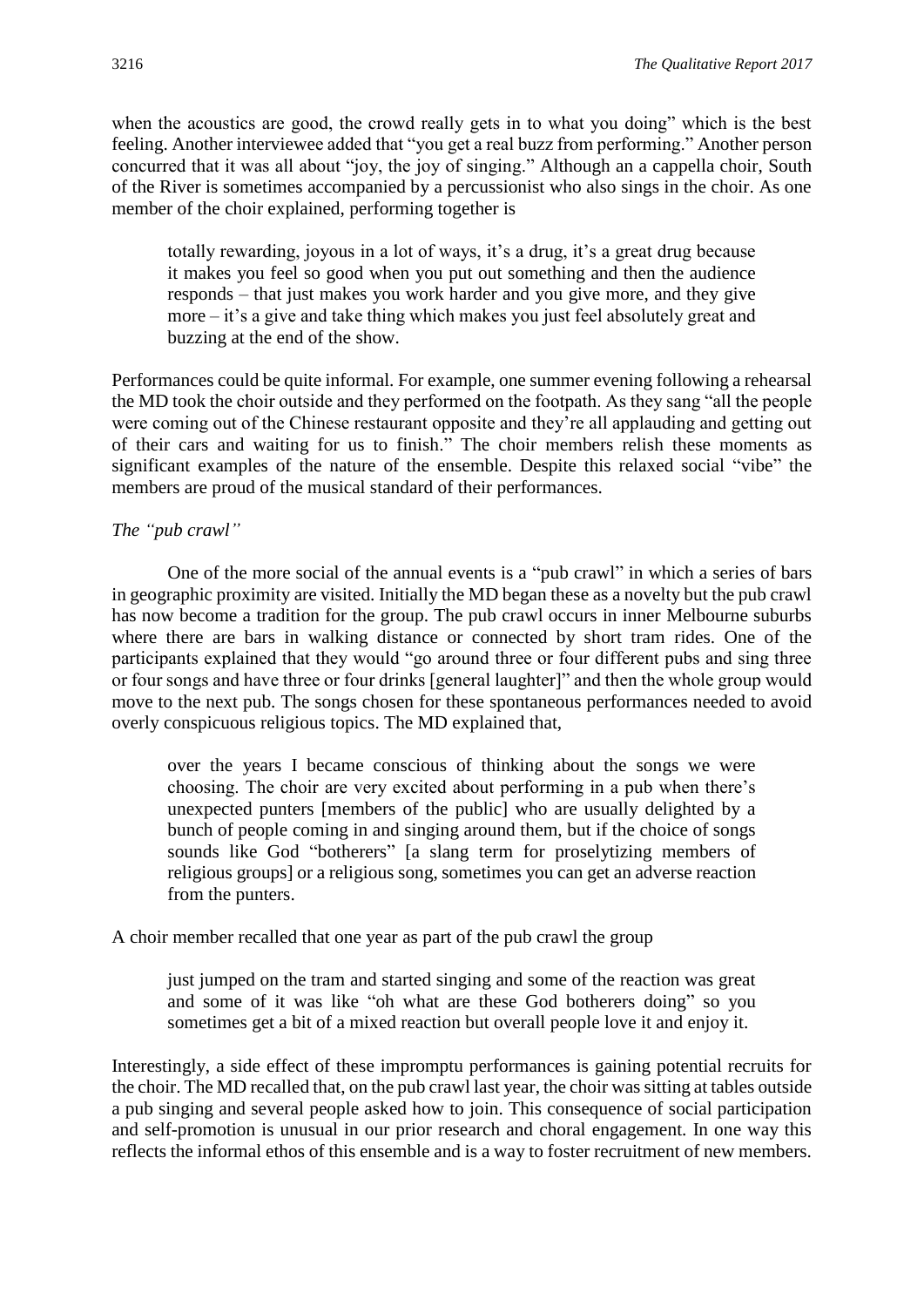when the acoustics are good, the crowd really gets in to what you doing" which is the best feeling. Another interviewee added that "you get a real buzz from performing." Another person concurred that it was all about "joy, the joy of singing." Although an a cappella choir, South of the River is sometimes accompanied by a percussionist who also sings in the choir. As one member of the choir explained, performing together is

> totally rewarding, joyous in a lot of ways, it's a drug, it's a great drug because it makes you feel so good when you put out something and then the audience responds – that just makes you work harder and you give more, and they give more – it's a give and take thing which makes you just feel absolutely great and buzzing at the end of the show.

Performances could be quite informal. For example, one summer evening following a rehearsal the MD took the choir outside and they performed on the footpath. As they sang "all the people were coming out of the Chinese restaurant opposite and they're all applauding and getting out of their cars and waiting for us to finish." The choir members relish these moments as significant examples of the nature of the ensemble. Despite this relaxed social "vibe" the members are proud of the musical standard of their performances.

*The "pub crawl"*

One of the more social of the annual events is a "pub crawl" in which a series of bars in geographic proximity are visited. Initially the MD began these as a novelty but the pub crawl has now become a tradition for the group. The pub crawl occurs in inner Melbourne suburbs where there are bars in walking distance or connected by short tram rides. One of the participants explained that they would "go around three or four different pubs and sing three or four songs and have three or four drinks [general laughter]" and then the whole group would move to the next pub. The songs chosen for these spontaneous performances needed to avoid overly conspicuous religious topics. The MD explained that,

> over the years I became conscious of thinking about the songs we were choosing. The choir are very excited about performing in a pub when there's unexpected punters [members of the public] who are usually delighted by a bunch of people coming in and singing around them, but if the choice of songs sounds like God "botherers" [a slang term for proselytizing members of religious groups] or a religious song, sometimes you can get an adverse reaction from the punters.

A choir member recalled that one year as part of the pub crawl the group

> just jumped on the tram and started singing and some of the reaction was great and some of it was like "oh what are these God botherers doing" so you sometimes get a bit of a mixed reaction but overall people love it and enjoy it.

Interestingly, a side effect of these impromptu performances is gaining potential recruits for the choir. The MD recalled that, on the pub crawl last year, the choir was sitting at tables outside a pub singing and several people asked how to join. This consequence of social participation and self-promotion is unusual in our prior research and choral engagement. In one way this reflects the informal ethos of this ensemble and is a way to foster recruitment of new members.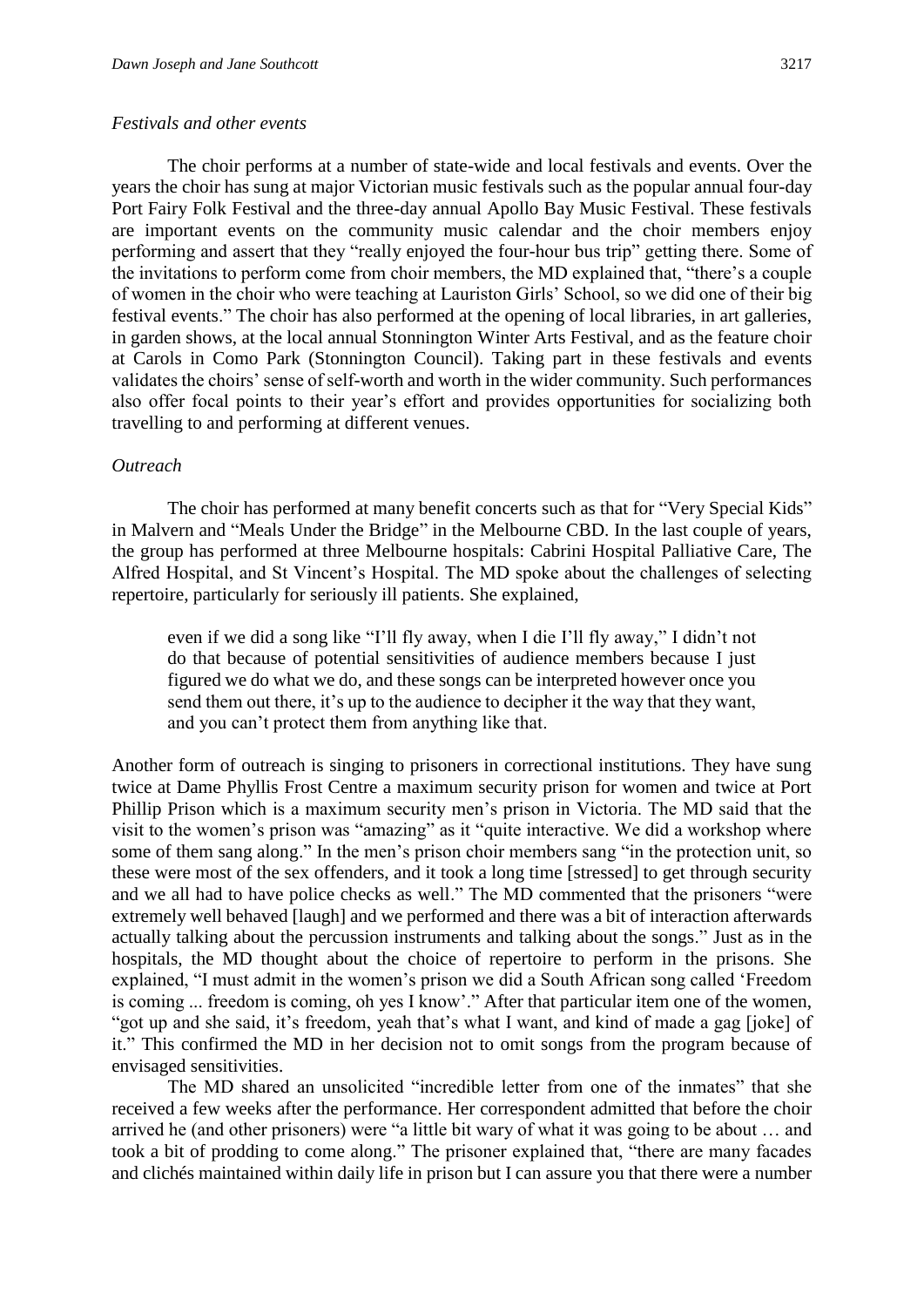### *Festivals and other events*

The choir performs at a number of state-wide and local festivals and events. Over the years the choir has sung at major Victorian music festivals such as the popular annual four-day Port Fairy Folk Festival and the three-day annual Apollo Bay Music Festival. These festivals are important events on the community music calendar and the choir members enjoy performing and assert that they "really enjoyed the four-hour bus trip" getting there. Some of the invitations to perform come from choir members, the MD explained that, "there's a couple of women in the choir who were teaching at Lauriston Girls' School, so we did one of their big festival events." The choir has also performed at the opening of local libraries, in art galleries, in garden shows, at the local annual Stonnington Winter Arts Festival, and as the feature choir at Carols in Como Park (Stonnington Council). Taking part in these festivals and events validates the choirs' sense of self-worth and worth in the wider community. Such performances also offer focal points to their year's effort and provides opportunities for socializing both travelling to and performing at different venues.

### *Outreach*

The choir has performed at many benefit concerts such as that for "Very Special Kids" in Malvern and "Meals Under the Bridge" in the Melbourne CBD. In the last couple of years, the group has performed at three Melbourne hospitals: Cabrini Hospital Palliative Care, The Alfred Hospital, and St Vincent's Hospital. The MD spoke about the challenges of selecting repertoire, particularly for seriously ill patients. She explained,

> even if we did a song like "I'll fly away, when I die I'll fly away," I didn't not do that because of potential sensitivities of audience members because I just figured we do what we do, and these songs can be interpreted however once you send them out there, it's up to the audience to decipher it the way that they want, and you can't protect them from anything like that.

Another form of outreach is singing to prisoners in correctional institutions. They have sung twice at Dame Phyllis Frost Centre a maximum security prison for women and twice at Port Phillip Prison which is a maximum security men's prison in Victoria. The MD said that the visit to the women's prison was "amazing" as it "quite interactive. We did a workshop where some of them sang along." In the men's prison choir members sang "in the protection unit, so these were most of the sex offenders, and it took a long time [stressed] to get through security and we all had to have police checks as well." The MD commented that the prisoners "were extremely well behaved [laugh] and we performed and there was a bit of interaction afterwards actually talking about the percussion instruments and talking about the songs." Just as in the hospitals, the MD thought about the choice of repertoire to perform in the prisons. She explained, "I must admit in the women's prison we did a South African song called 'Freedom is coming ... freedom is coming, oh yes I know'." After that particular item one of the women, "got up and she said, it's freedom, yeah that's what I want, and kind of made a gag [joke] of it." This confirmed the MD in her decision not to omit songs from the program because of envisaged sensitivities.

The MD shared an unsolicited "incredible letter from one of the inmates" that she received a few weeks after the performance. Her correspondent admitted that before the choir arrived he (and other prisoners) were "a little bit wary of what it was going to be about … and took a bit of prodding to come along." The prisoner explained that, "there are many facades and clichés maintained within daily life in prison but I can assure you that there were a number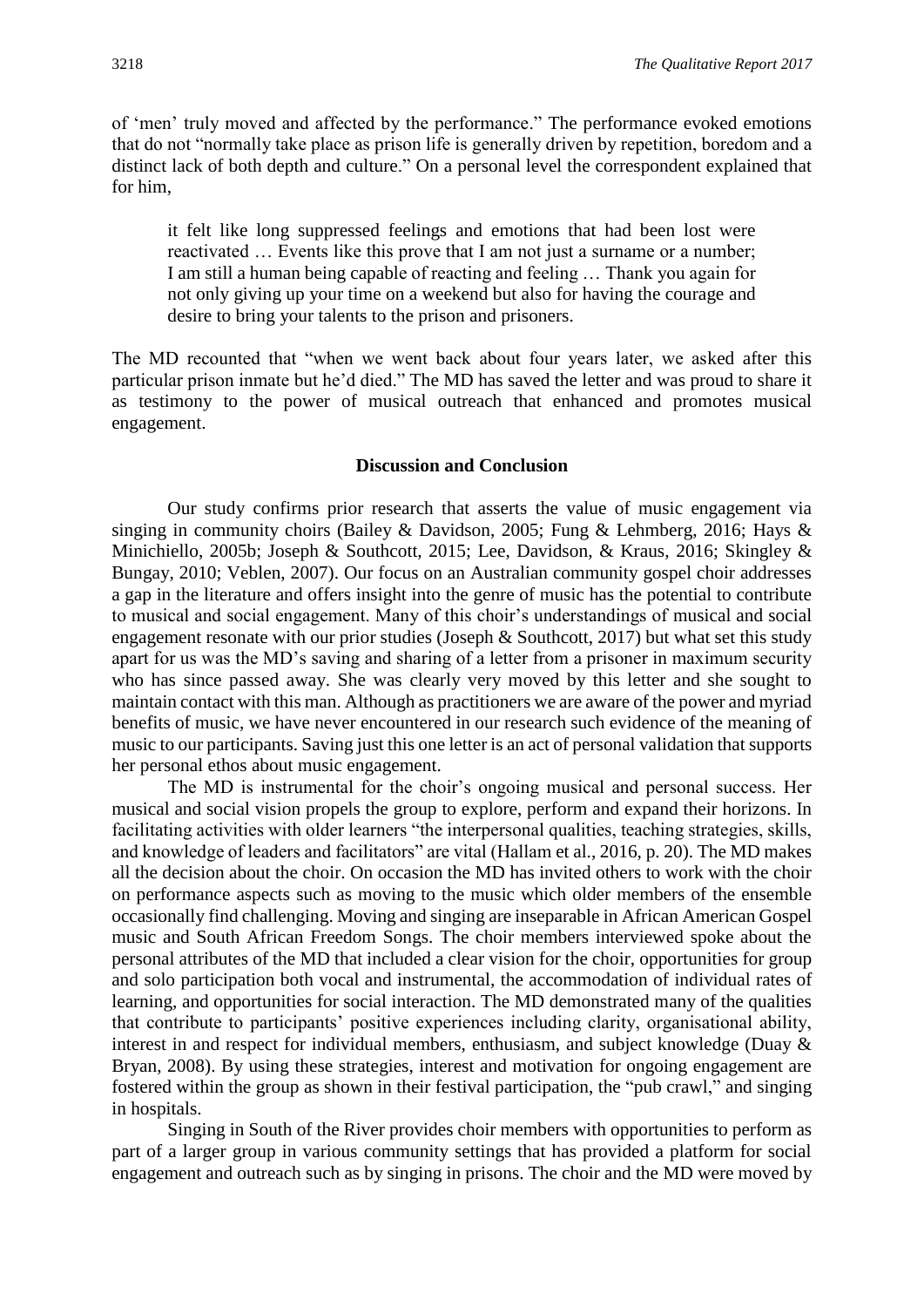of 'men' truly moved and affected by the performance." The performance evoked emotions that do not "normally take place as prison life is generally driven by repetition, boredom and a distinct lack of both depth and culture." On a personal level the correspondent explained that for him,

> it felt like long suppressed feelings and emotions that had been lost were reactivated … Events like this prove that I am not just a surname or a number; I am still a human being capable of reacting and feeling … Thank you again for not only giving up your time on a weekend but also for having the courage and desire to bring your talents to the prison and prisoners.

The MD recounted that "when we went back about four years later, we asked after this particular prison inmate but he'd died." The MD has saved the letter and was proud to share it as testimony to the power of musical outreach that enhanced and promotes musical engagement.

## Discussion and Conclusion

Our study confirms prior research that asserts the value of music engagement via singing in community choirs (Bailey & Davidson, 2005; Fung & Lehmberg, 2016; Hays & Minichiello, 2005b; Joseph & Southcott, 2015; Lee, Davidson, & Kraus, 2016; Skingley & Bungay, 2010; Veblen, 2007). Our focus on an Australian community gospel choir addresses a gap in the literature and offers insight into the genre of music has the potential to contribute to musical and social engagement. Many of this choir's understandings of musical and social engagement resonate with our prior studies (Joseph & Southcott, 2017) but what set this study apart for us was the MD's saving and sharing of a letter from a prisoner in maximum security who has since passed away. She was clearly very moved by this letter and she sought to maintain contact with this man. Although as practitioners we are aware of the power and myriad benefits of music, we have never encountered in our research such evidence of the meaning of music to our participants. Saving just this one letter is an act of personal validation that supports her personal ethos about music engagement.

The MD is instrumental for the choir's ongoing musical and personal success. Her musical and social vision propels the group to explore, perform and expand their horizons. In facilitating activities with older learners "the interpersonal qualities, teaching strategies, skills, and knowledge of leaders and facilitators" are vital (Hallam et al., 2016, p. 20). The MD makes all the decision about the choir. On occasion the MD has invited others to work with the choir on performance aspects such as moving to the music which older members of the ensemble occasionally find challenging. Moving and singing are inseparable in African American Gospel music and South African Freedom Songs. The choir members interviewed spoke about the personal attributes of the MD that included a clear vision for the choir, opportunities for group and solo participation both vocal and instrumental, the accommodation of individual rates of learning, and opportunities for social interaction. The MD demonstrated many of the qualities that contribute to participants' positive experiences including clarity, organisational ability, interest in and respect for individual members, enthusiasm, and subject knowledge (Duay & Bryan, 2008). By using these strategies, interest and motivation for ongoing engagement are fostered within the group as shown in their festival participation, the "pub crawl," and singing in hospitals.

Singing in South of the River provides choir members with opportunities to perform as part of a larger group in various community settings that has provided a platform for social engagement and outreach such as by singing in prisons. The choir and the MD were moved by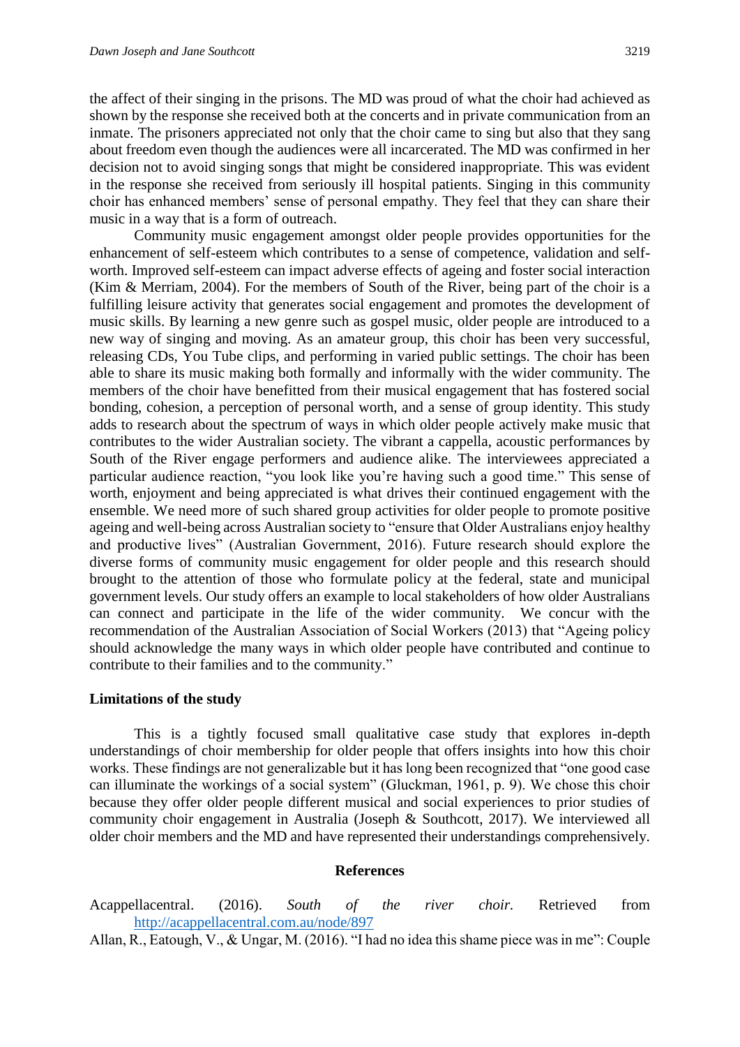the affect of their singing in the prisons. The MD was proud of what the choir had achieved as shown by the response she received both at the concerts and in private communication from an inmate. The prisoners appreciated not only that the choir came to sing but also that they sang about freedom even though the audiences were all incarcerated. The MD was confirmed in her decision not to avoid singing songs that might be considered inappropriate. This was evident in the response she received from seriously ill hospital patients. Singing in this community choir has enhanced members' sense of personal empathy. They feel that they can share their music in a way that is a form of outreach.

Community music engagement amongst older people provides opportunities for the enhancement of self-esteem which contributes to a sense of competence, validation and self-worth. Improved self-esteem can impact adverse effects of ageing and foster social interaction (Kim & Merriam, 2004). For the members of South of the River, being part of the choir is a fulfilling leisure activity that generates social engagement and promotes the development of music skills. By learning a new genre such as gospel music, older people are introduced to a new way of singing and moving. As an amateur group, this choir has been very successful, releasing CDs, You Tube clips, and performing in varied public settings. The choir has been able to share its music making both formally and informally with the wider community. The members of the choir have benefitted from their musical engagement that has fostered social bonding, cohesion, a perception of personal worth, and a sense of group identity. This study adds to research about the spectrum of ways in which older people actively make music that contributes to the wider Australian society. The vibrant a cappella, acoustic performances by South of the River engage performers and audience alike. The interviewees appreciated a particular audience reaction, "you look like you're having such a good time." This sense of worth, enjoyment and being appreciated is what drives their continued engagement with the ensemble. We need more of such shared group activities for older people to promote positive ageing and well-being across Australian society to "ensure that Older Australians enjoy healthy and productive lives" (Australian Government, 2016). Future research should explore the diverse forms of community music engagement for older people and this research should brought to the attention of those who formulate policy at the federal, state and municipal government levels. Our study offers an example to local stakeholders of how older Australians can connect and participate in the life of the wider community. We concur with the recommendation of the Australian Association of Social Workers (2013) that "Ageing policy should acknowledge the many ways in which older people have contributed and continue to contribute to their families and to the community."

## Limitations of the study

This is a tightly focused small qualitative case study that explores in-depth understandings of choir membership for older people that offers insights into how this choir works. These findings are not generalizable but it has long been recognized that "one good case can illuminate the workings of a social system" (Gluckman, 1961, p. 9). We chose this choir because they offer older people different musical and social experiences to prior studies of community choir engagement in Australia (Joseph & Southcott, 2017). We interviewed all older choir members and the MD and have represented their understandings comprehensively.

## References

Acappellacentral. (2016). *South of the river choir.* Retrieved from http://acappellacentral.com.au/node/897

Allan, R., Eatough, V., & Ungar, M. (2016). "I had no idea this shame piece was in me": Couple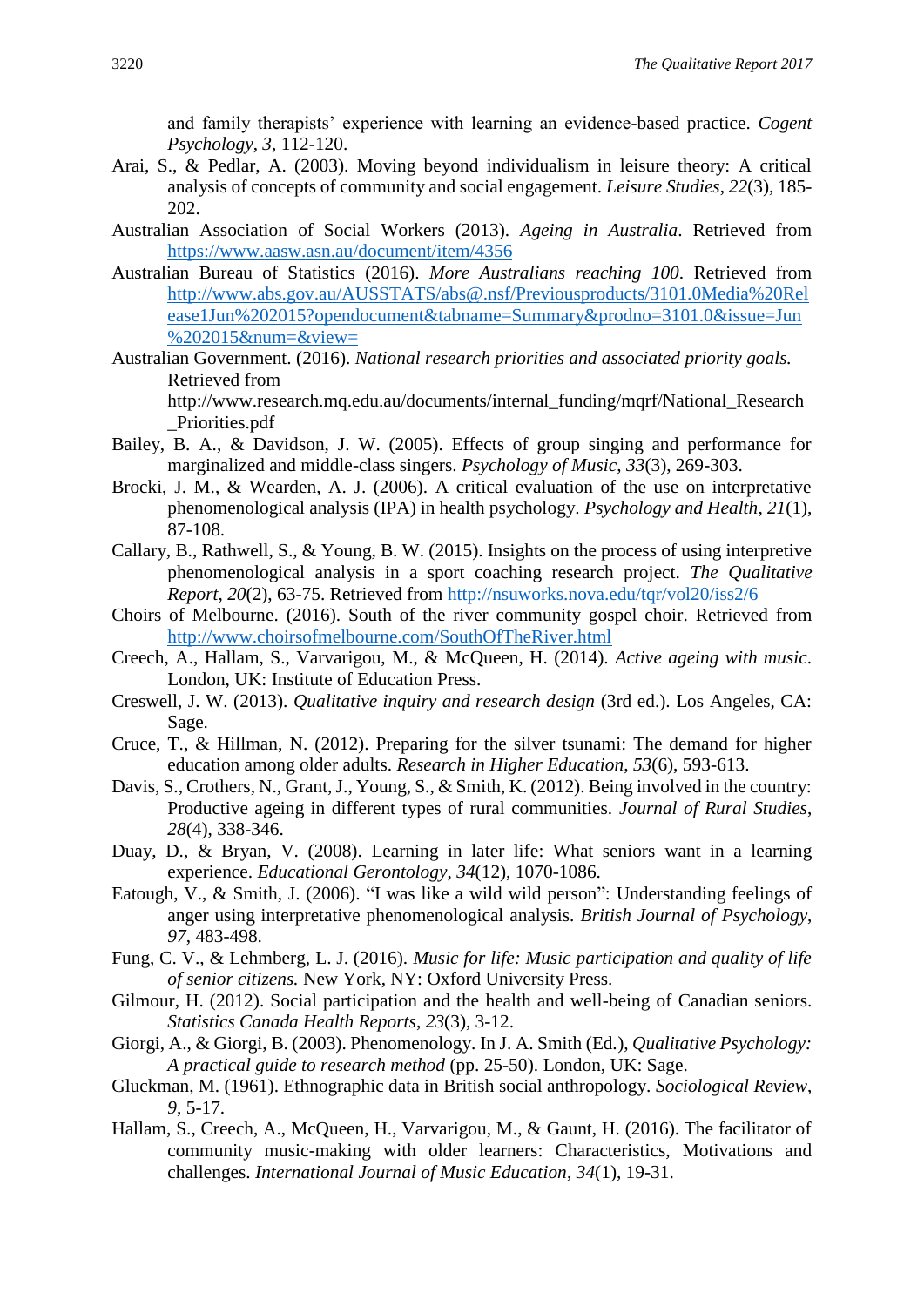and family therapists' experience with learning an evidence-based practice. *Cogent Psychology*, *3*, 112-120.

Arai, S., & Pedlar, A. (2003). Moving beyond individualism in leisure theory: A critical analysis of concepts of community and social engagement. *Leisure Studies*, *22*(3), 185-202.

Australian Association of Social Workers (2013). *Ageing in Australia*. Retrieved from https://www.aasw.asn.au/document/item/4356

Australian Bureau of Statistics (2016). *More Australians reaching 100*. Retrieved from http://www.abs.gov.au/AUSSTATS/abs@.nsf/Previousproducts/3101.0Media%20Release1Jun%202015?opendocument&tabname=Summary&prodno=3101.0&issue=Jun%202015&num=&view=

Australian Government. (2016). *National research priorities and associated priority goals.* Retrieved from http://www.research.mq.edu.au/documents/internal_funding/mqrf/National_Research_Priorities.pdf

Bailey, B. A., & Davidson, J. W. (2005). Effects of group singing and performance for marginalized and middle-class singers. *Psychology of Music*, *33*(3), 269-303.

Brocki, J. M., & Wearden, A. J. (2006). A critical evaluation of the use on interpretative phenomenological analysis (IPA) in health psychology. *Psychology and Health*, *21*(1), 87-108.

Callary, B., Rathwell, S., & Young, B. W. (2015). Insights on the process of using interpretive phenomenological analysis in a sport coaching research project. *The Qualitative Report*, *20*(2), 63-75. Retrieved from http://nsuworks.nova.edu/tqr/vol20/iss2/6

Choirs of Melbourne. (2016). South of the river community gospel choir. Retrieved from http://www.choirsofmelbourne.com/SouthOfTheRiver.html

Creech, A., Hallam, S., Varvarigou, M., & McQueen, H. (2014). *Active ageing with music*. London, UK: Institute of Education Press.

Creswell, J. W. (2013). *Qualitative inquiry and research design* (3rd ed.). Los Angeles, CA: Sage.

Cruce, T., & Hillman, N. (2012). Preparing for the silver tsunami: The demand for higher education among older adults. *Research in Higher Education*, *53*(6), 593-613.

Davis, S., Crothers, N., Grant, J., Young, S., & Smith, K. (2012). Being involved in the country: Productive ageing in different types of rural communities. *Journal of Rural Studies*, *28*(4), 338-346.

Duay, D., & Bryan, V. (2008). Learning in later life: What seniors want in a learning experience. *Educational Gerontology*, *34*(12), 1070-1086.

Eatough, V., & Smith, J. (2006). "I was like a wild wild person": Understanding feelings of anger using interpretative phenomenological analysis. *British Journal of Psychology*, *97*, 483-498.

Fung, C. V., & Lehmberg, L. J. (2016). *Music for life: Music participation and quality of life of senior citizens.* New York, NY: Oxford University Press.

Gilmour, H. (2012). Social participation and the health and well-being of Canadian seniors. *Statistics Canada Health Reports*, *23*(3), 3-12.

Giorgi, A., & Giorgi, B. (2003). Phenomenology. In J. A. Smith (Ed.), *Qualitative Psychology: A practical guide to research method* (pp. 25-50). London, UK: Sage.

Gluckman, M. (1961). Ethnographic data in British social anthropology. *Sociological Review*, *9*, 5-17.

Hallam, S., Creech, A., McQueen, H., Varvarigou, M., & Gaunt, H. (2016). The facilitator of community music-making with older learners: Characteristics, Motivations and challenges. *International Journal of Music Education*, *34*(1), 19-31.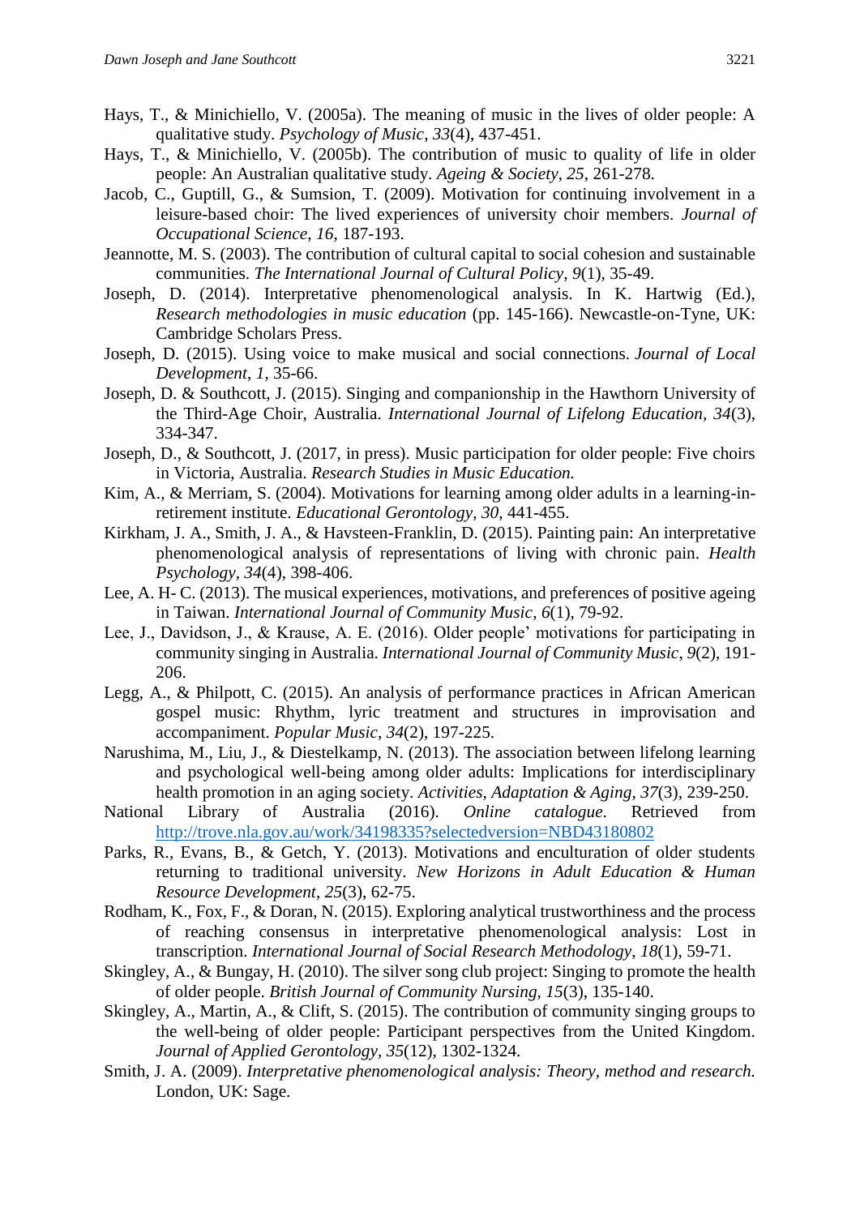Hays, T., & Minichiello, V. (2005a). The meaning of music in the lives of older people: A qualitative study. *Psychology of Music*, *33*(4), 437-451.

Hays, T., & Minichiello, V. (2005b). The contribution of music to quality of life in older people: An Australian qualitative study. *Ageing & Society*, *25*, 261-278.

Jacob, C., Guptill, G., & Sumsion, T. (2009). Motivation for continuing involvement in a leisure-based choir: The lived experiences of university choir members. *Journal of Occupational Science*, *16*, 187-193.

Jeannotte, M. S. (2003). The contribution of cultural capital to social cohesion and sustainable communities. *The International Journal of Cultural Policy*, *9*(1), 35-49.

Joseph, D. (2014). Interpretative phenomenological analysis. In K. Hartwig (Ed.), *Research methodologies in music education* (pp. 145-166). Newcastle-on-Tyne, UK: Cambridge Scholars Press.

Joseph, D. (2015). Using voice to make musical and social connections. *Journal of Local Development*, *1*, 35-66.

Joseph, D. & Southcott, J. (2015). Singing and companionship in the Hawthorn University of the Third-Age Choir, Australia. *International Journal of Lifelong Education*, *34*(3), 334-347.

Joseph, D., & Southcott, J. (2017, in press). Music participation for older people: Five choirs in Victoria, Australia. *Research Studies in Music Education.*

Kim, A., & Merriam, S. (2004). Motivations for learning among older adults in a learning-in-retirement institute. *Educational Gerontology*, *30*, 441-455.

Kirkham, J. A., Smith, J. A., & Havsteen-Franklin, D. (2015). Painting pain: An interpretative phenomenological analysis of representations of living with chronic pain. *Health Psychology*, *34*(4), 398-406.

Lee, A. H- C. (2013). The musical experiences, motivations, and preferences of positive ageing in Taiwan. *International Journal of Community Music*, *6*(1), 79-92.

Lee, J., Davidson, J., & Krause, A. E. (2016). Older people' motivations for participating in community singing in Australia. *International Journal of Community Music*, *9*(2), 191-206.

Legg, A., & Philpott, C. (2015). An analysis of performance practices in African American gospel music: Rhythm, lyric treatment and structures in improvisation and accompaniment. *Popular Music*, *34*(2), 197-225.

Narushima, M., Liu, J., & Diestelkamp, N. (2013). The association between lifelong learning and psychological well-being among older adults: Implications for interdisciplinary health promotion in an aging society. *Activities, Adaptation & Aging*, *37*(3), 239-250.

National Library of Australia (2016). *Online catalogue*. Retrieved from http://trove.nla.gov.au/work/34198335?selectedversion=NBD43180802

Parks, R., Evans, B., & Getch, Y. (2013). Motivations and enculturation of older students returning to traditional university. *New Horizons in Adult Education & Human Resource Development*, *25*(3), 62-75.

Rodham, K., Fox, F., & Doran, N. (2015). Exploring analytical trustworthiness and the process of reaching consensus in interpretative phenomenological analysis: Lost in transcription. *International Journal of Social Research Methodology*, *18*(1), 59-71.

Skingley, A., & Bungay, H. (2010). The silver song club project: Singing to promote the health of older people. *British Journal of Community Nursing*, *15*(3), 135-140.

Skingley, A., Martin, A., & Clift, S. (2015). The contribution of community singing groups to the well-being of older people: Participant perspectives from the United Kingdom. *Journal of Applied Gerontology, 35*(12), 1302-1324.

Smith, J. A. (2009). *Interpretative phenomenological analysis: Theory, method and research.* London, UK: Sage.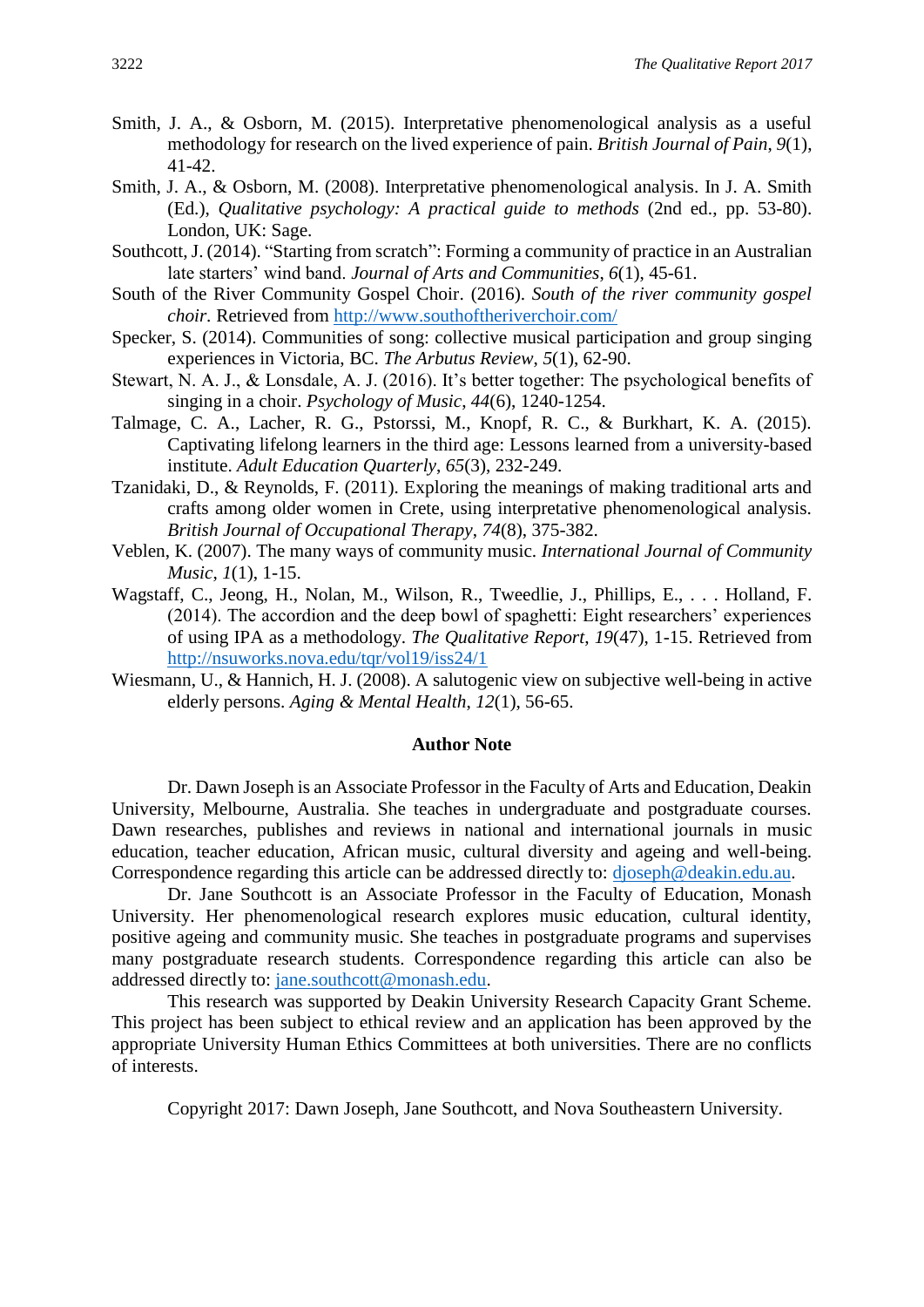Smith, J. A., & Osborn, M. (2015). Interpretative phenomenological analysis as a useful methodology for research on the lived experience of pain. *British Journal of Pain*, *9*(1), 41-42.

Smith, J. A., & Osborn, M. (2008). Interpretative phenomenological analysis. In J. A. Smith (Ed.), *Qualitative psychology: A practical guide to methods* (2nd ed., pp. 53-80). London, UK: Sage.

Southcott, J. (2014). "Starting from scratch": Forming a community of practice in an Australian late starters' wind band. *Journal of Arts and Communities*, *6*(1), 45-61.

South of the River Community Gospel Choir. (2016). *South of the river community gospel choir.* Retrieved from http://www.southoftheriverchoir.com/

Specker, S. (2014). Communities of song: collective musical participation and group singing experiences in Victoria, BC. *The Arbutus Review*, *5*(1), 62-90.

Stewart, N. A. J., & Lonsdale, A. J. (2016). It's better together: The psychological benefits of singing in a choir. *Psychology of Music*, *44*(6), 1240-1254.

Talmage, C. A., Lacher, R. G., Pstorssi, M., Knopf, R. C., & Burkhart, K. A. (2015). Captivating lifelong learners in the third age: Lessons learned from a university-based institute. *Adult Education Quarterly*, *65*(3), 232-249.

Tzanidaki, D., & Reynolds, F. (2011). Exploring the meanings of making traditional arts and crafts among older women in Crete, using interpretative phenomenological analysis. *British Journal of Occupational Therapy*, *74*(8), 375-382.

Veblen, K. (2007). The many ways of community music. *International Journal of Community Music*, *1*(1), 1-15.

Wagstaff, C., Jeong, H., Nolan, M., Wilson, R., Tweedlie, J., Phillips, E., . . . Holland, F. (2014). The accordion and the deep bowl of spaghetti: Eight researchers' experiences of using IPA as a methodology. *The Qualitative Report*, *19*(47), 1-15. Retrieved from http://nsuworks.nova.edu/tqr/vol19/iss24/1

Wiesmann, U., & Hannich, H. J. (2008). A salutogenic view on subjective well-being in active elderly persons. *Aging & Mental Health*, *12*(1), 56-65.

## Author Note

Dr. Dawn Joseph is an Associate Professor in the Faculty of Arts and Education, Deakin University, Melbourne, Australia. She teaches in undergraduate and postgraduate courses. Dawn researches, publishes and reviews in national and international journals in music education, teacher education, African music, cultural diversity and ageing and well-being. Correspondence regarding this article can be addressed directly to: djoseph@deakin.edu.au.

Dr. Jane Southcott is an Associate Professor in the Faculty of Education, Monash University. Her phenomenological research explores music education, cultural identity, positive ageing and community music. She teaches in postgraduate programs and supervises many postgraduate research students. Correspondence regarding this article can also be addressed directly to: jane.southcott@monash.edu.

This research was supported by Deakin University Research Capacity Grant Scheme. This project has been subject to ethical review and an application has been approved by the appropriate University Human Ethics Committees at both universities. There are no conflicts of interests.

Copyright 2017: Dawn Joseph, Jane Southcott, and Nova Southeastern University.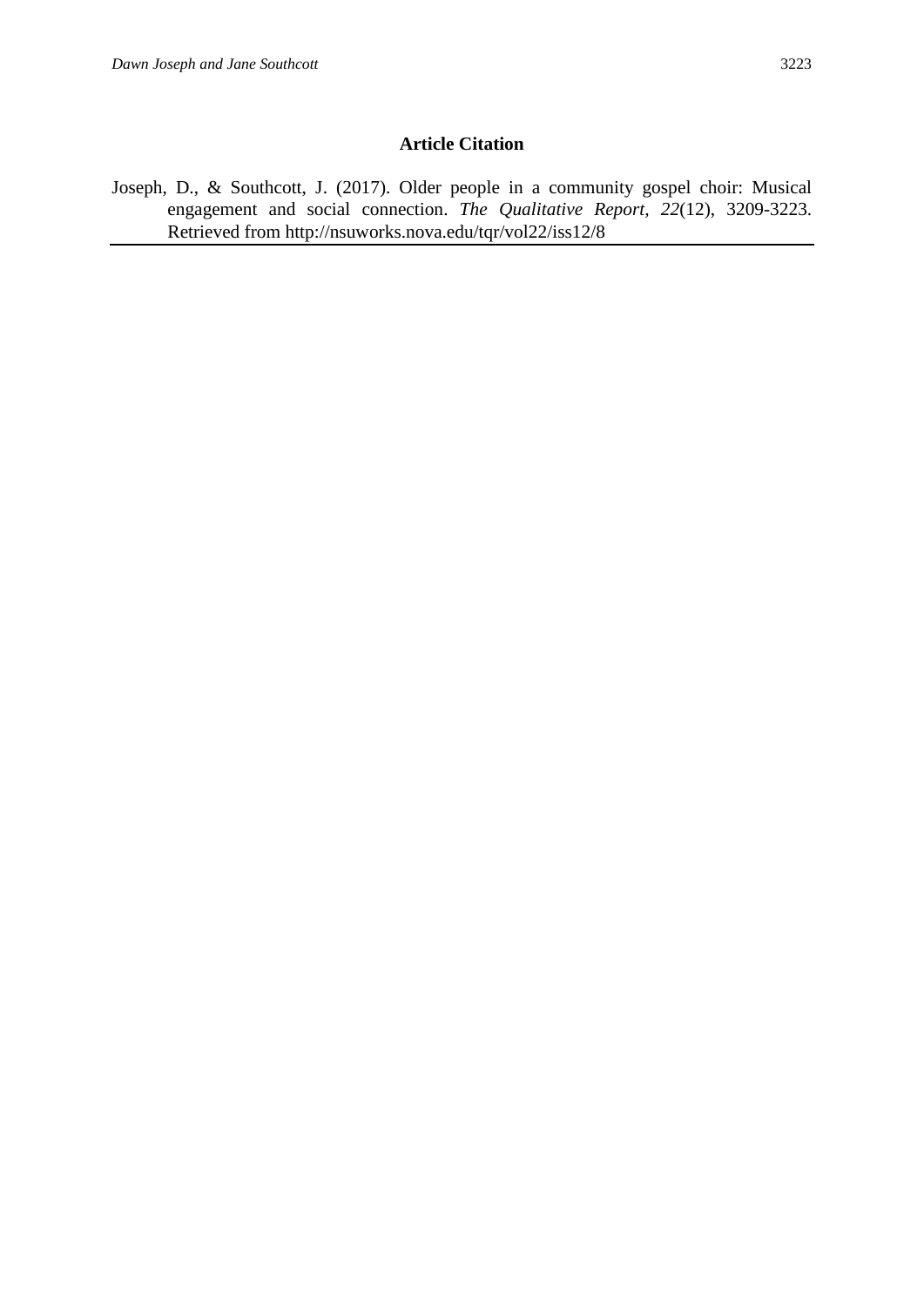## Article Citation

Joseph, D., & Southcott, J. (2017). Older people in a community gospel choir: Musical engagement and social connection. *The Qualitative Report, 22*(12), 3209-3223. Retrieved from http://nsuworks.nova.edu/tqr/vol22/iss12/8